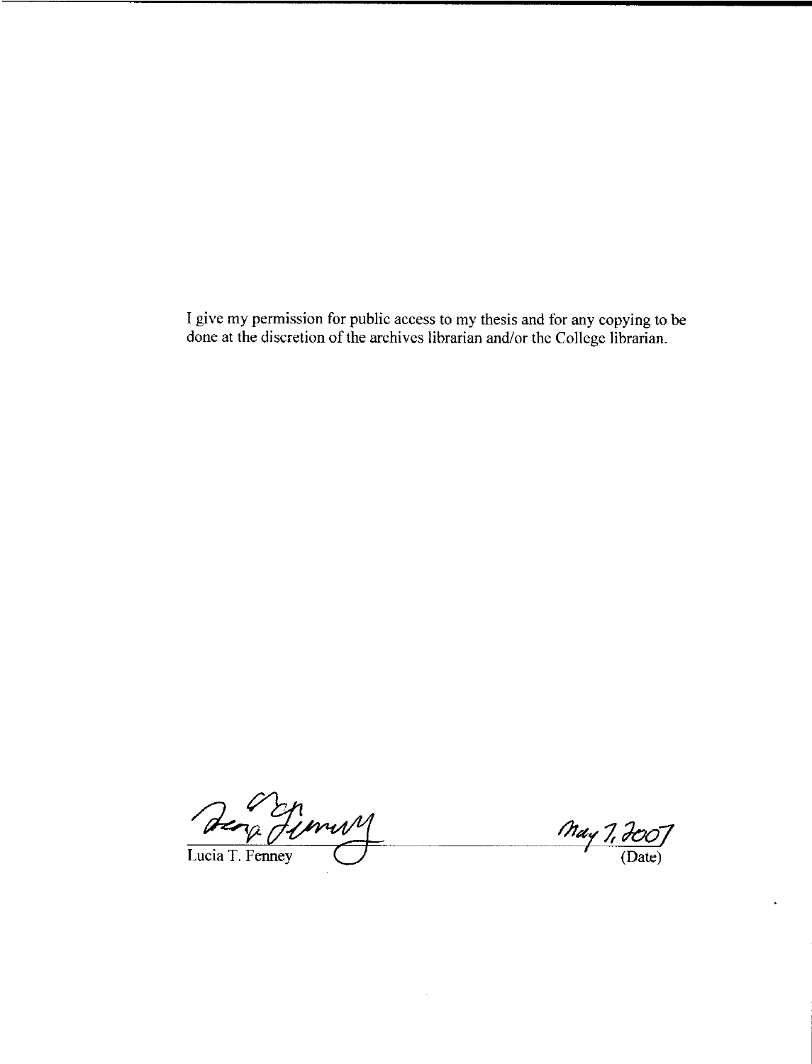I give my permission for public access to my thesis and for any copying to be done at the discretion of the archives librarian and/or the College librarian.

Lucia T. Fenney

May 7, 2007
(Date)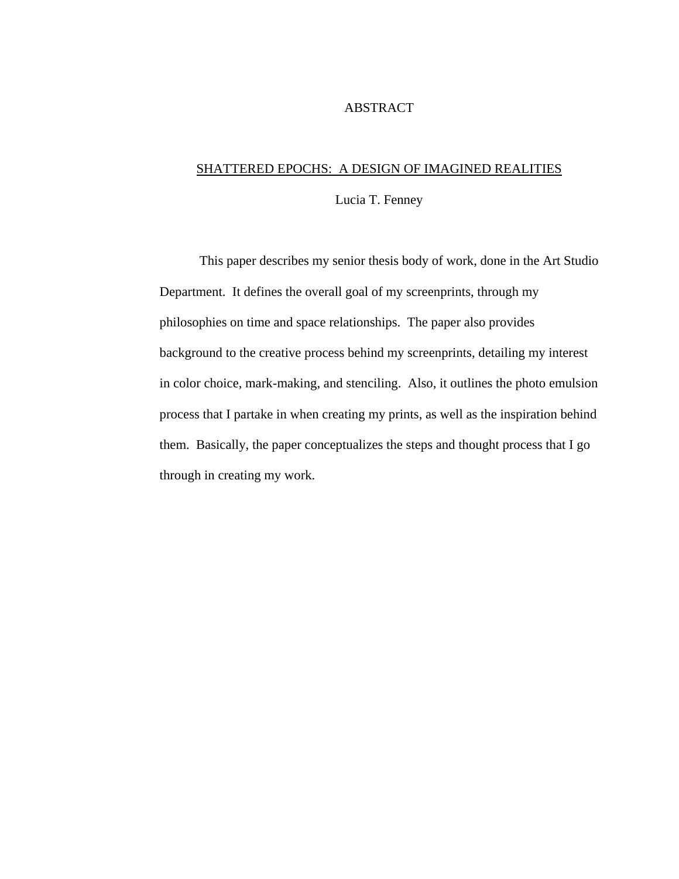# ABSTRACT

<u>SHATTERED EPOCHS: A DESIGN OF IMAGINED REALITIES</u>

Lucia T. Fenney

This paper describes my senior thesis body of work, done in the Art Studio Department. It defines the overall goal of my screenprints, through my philosophies on time and space relationships. The paper also provides background to the creative process behind my screenprints, detailing my interest in color choice, mark-making, and stenciling. Also, it outlines the photo emulsion process that I partake in when creating my prints, as well as the inspiration behind them. Basically, the paper conceptualizes the steps and thought process that I go through in creating my work.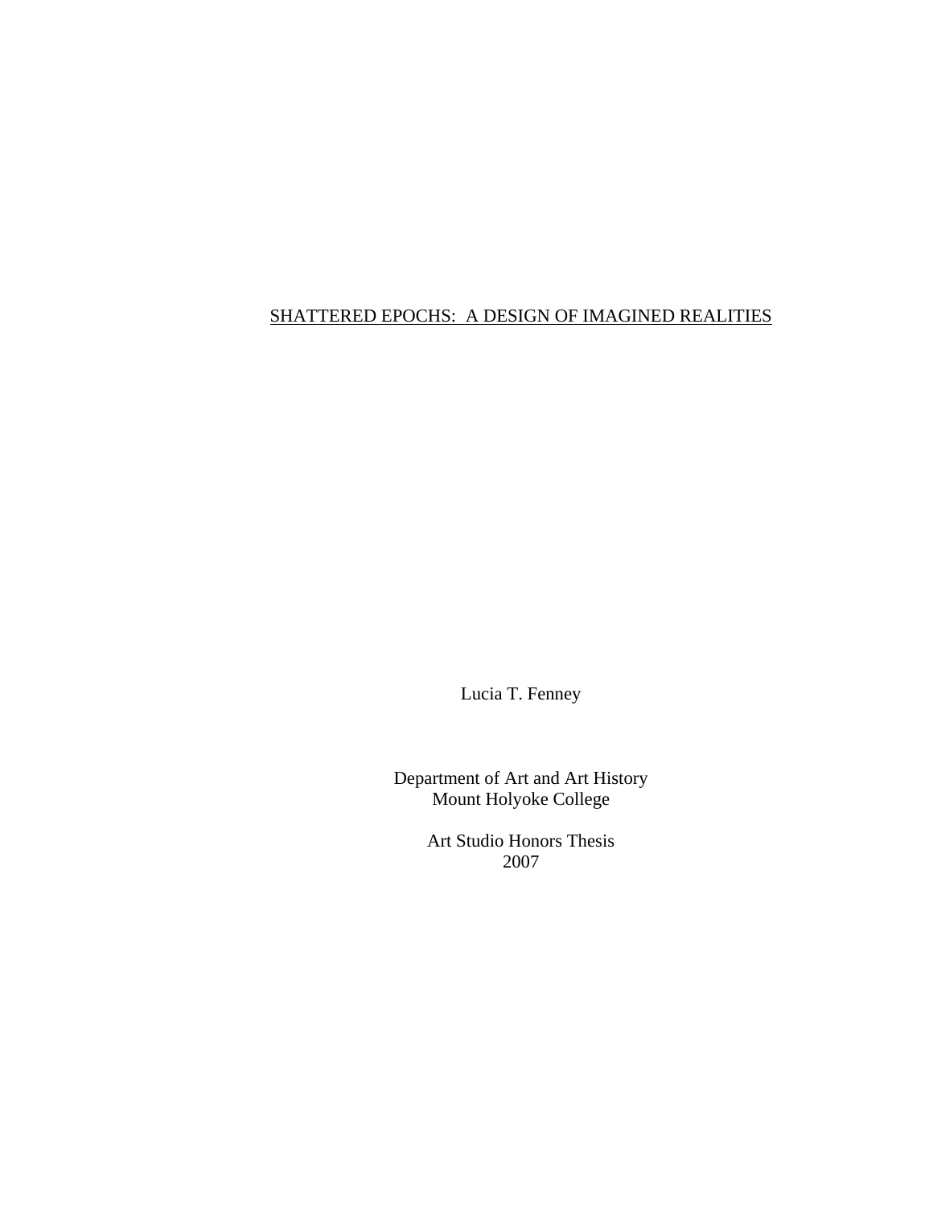<u>SHATTERED EPOCHS:  A DESIGN OF IMAGINED REALITIES</u>

Lucia T. Fenney

Department of Art and Art History
Mount Holyoke College

Art Studio Honors Thesis
2007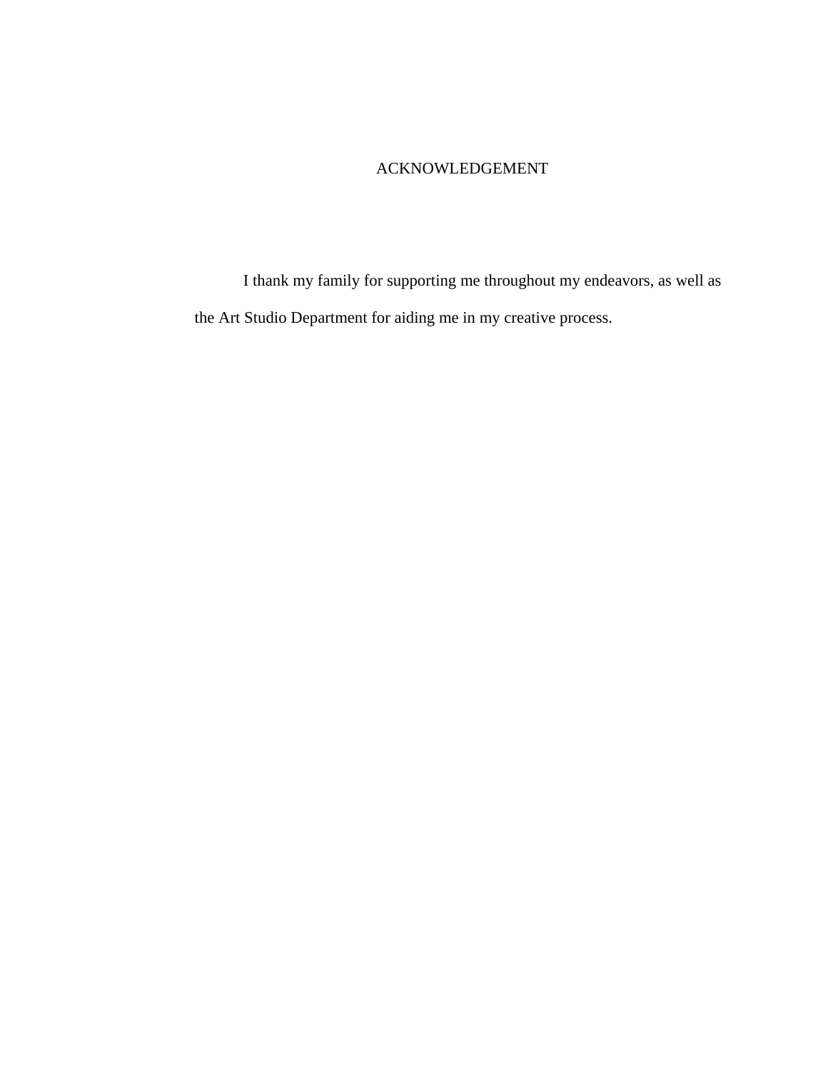# ACKNOWLEDGEMENT

I thank my family for supporting me throughout my endeavors, as well as the Art Studio Department for aiding me in my creative process.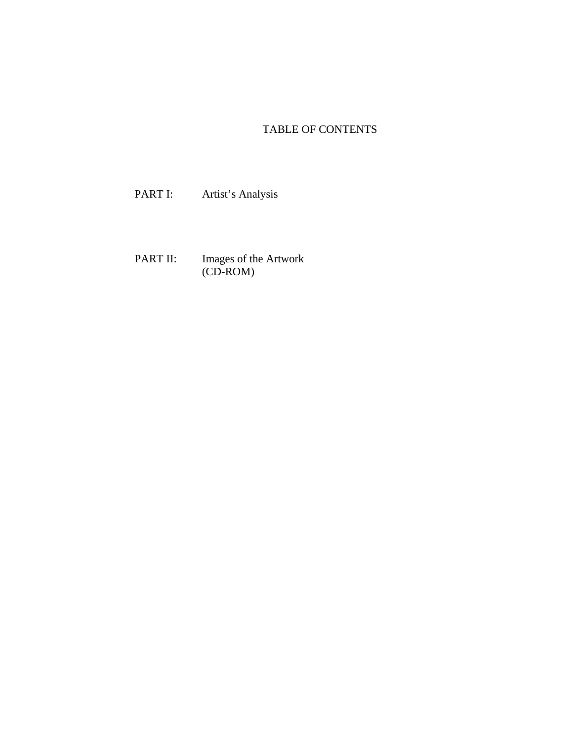# TABLE OF CONTENTS

PART I: Artist's Analysis

PART II: Images of the Artwork
(CD-ROM)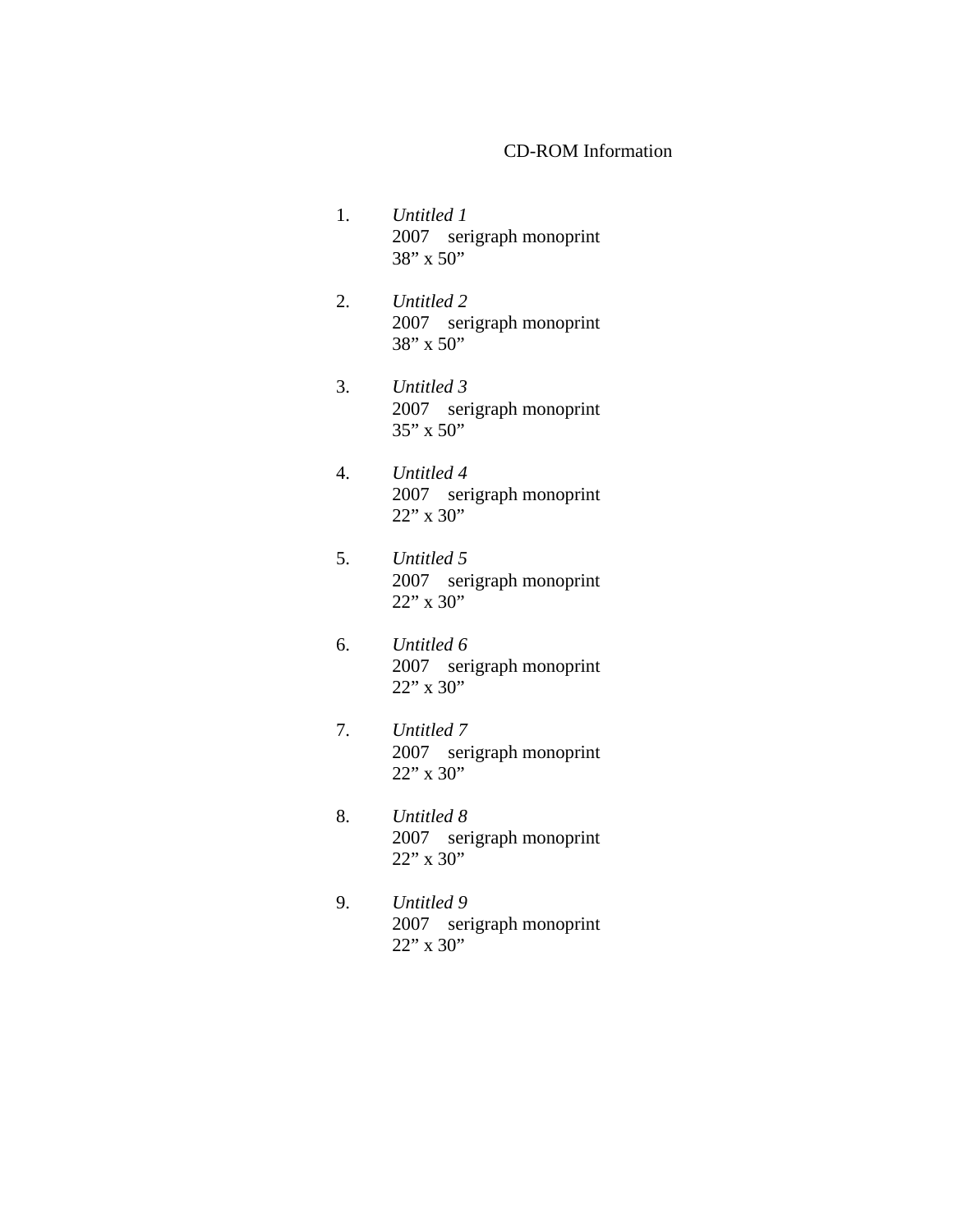# CD-ROM Information

1. *Untitled 1*
   2007 serigraph monoprint
   38” x 50”

2. *Untitled 2*
   2007 serigraph monoprint
   38” x 50”

3. *Untitled 3*
   2007 serigraph monoprint
   35” x 50”

4. *Untitled 4*
   2007 serigraph monoprint
   22” x 30”

5. *Untitled 5*
   2007 serigraph monoprint
   22” x 30”

6. *Untitled 6*
   2007 serigraph monoprint
   22” x 30”

7. *Untitled 7*
   2007 serigraph monoprint
   22” x 30”

8. *Untitled 8*
   2007 serigraph monoprint
   22” x 30”

9. *Untitled 9*
   2007 serigraph monoprint
   22” x 30”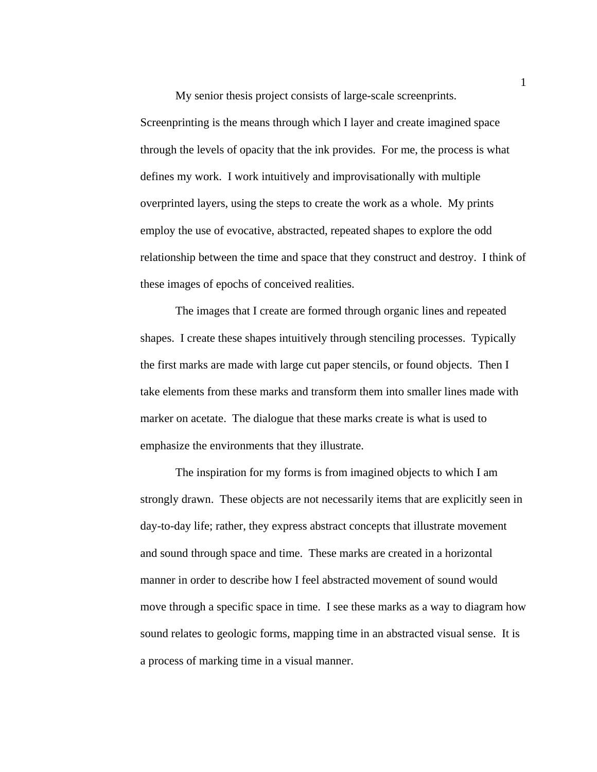My senior thesis project consists of large-scale screenprints. Screenprinting is the means through which I layer and create imagined space through the levels of opacity that the ink provides. For me, the process is what defines my work. I work intuitively and improvisationally with multiple overprinted layers, using the steps to create the work as a whole. My prints employ the use of evocative, abstracted, repeated shapes to explore the odd relationship between the time and space that they construct and destroy. I think of these images of epochs of conceived realities.

The images that I create are formed through organic lines and repeated shapes. I create these shapes intuitively through stenciling processes. Typically the first marks are made with large cut paper stencils, or found objects. Then I take elements from these marks and transform them into smaller lines made with marker on acetate. The dialogue that these marks create is what is used to emphasize the environments that they illustrate.

The inspiration for my forms is from imagined objects to which I am strongly drawn. These objects are not necessarily items that are explicitly seen in day-to-day life; rather, they express abstract concepts that illustrate movement and sound through space and time. These marks are created in a horizontal manner in order to describe how I feel abstracted movement of sound would move through a specific space in time. I see these marks as a way to diagram how sound relates to geologic forms, mapping time in an abstracted visual sense. It is a process of marking time in a visual manner.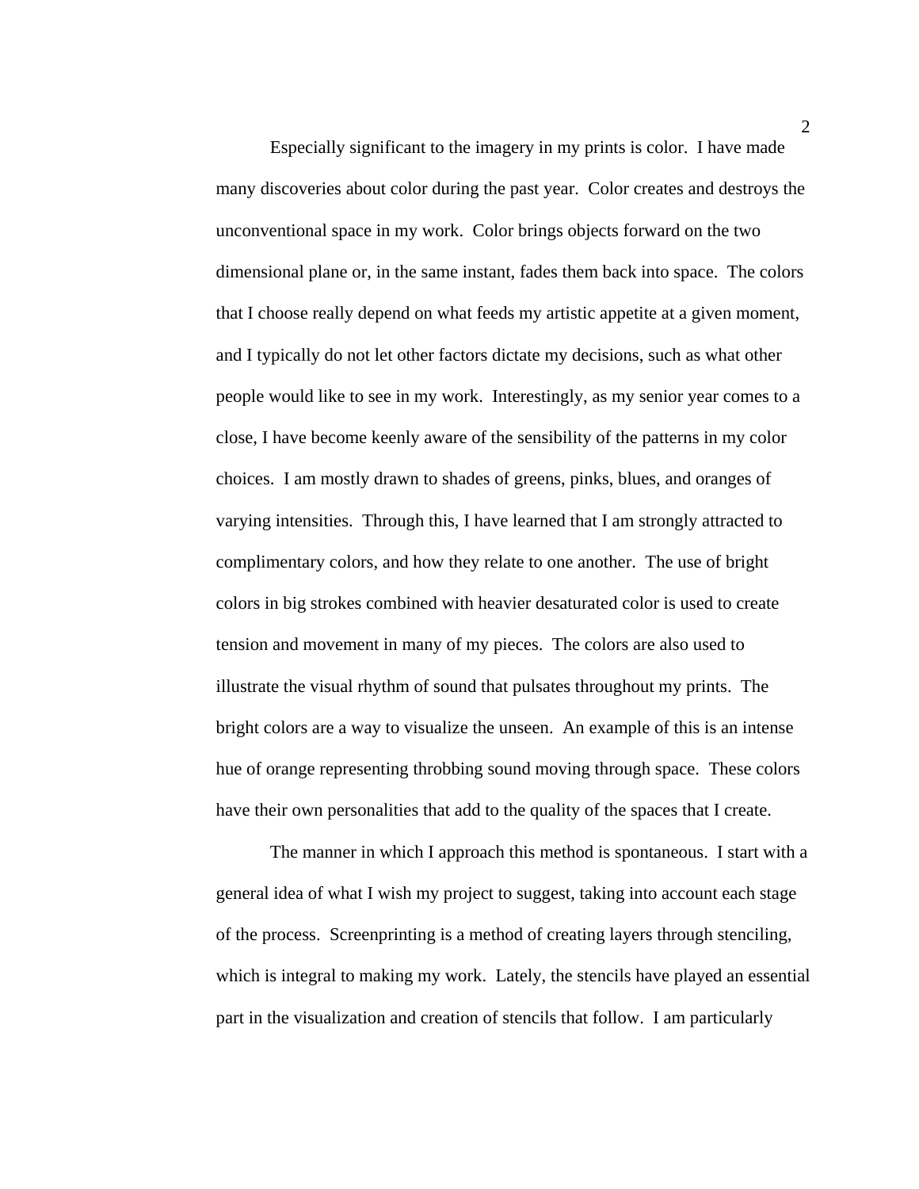Especially significant to the imagery in my prints is color. I have made many discoveries about color during the past year. Color creates and destroys the unconventional space in my work. Color brings objects forward on the two dimensional plane or, in the same instant, fades them back into space. The colors that I choose really depend on what feeds my artistic appetite at a given moment, and I typically do not let other factors dictate my decisions, such as what other people would like to see in my work. Interestingly, as my senior year comes to a close, I have become keenly aware of the sensibility of the patterns in my color choices. I am mostly drawn to shades of greens, pinks, blues, and oranges of varying intensities. Through this, I have learned that I am strongly attracted to complimentary colors, and how they relate to one another. The use of bright colors in big strokes combined with heavier desaturated color is used to create tension and movement in many of my pieces. The colors are also used to illustrate the visual rhythm of sound that pulsates throughout my prints. The bright colors are a way to visualize the unseen. An example of this is an intense hue of orange representing throbbing sound moving through space. These colors have their own personalities that add to the quality of the spaces that I create.

The manner in which I approach this method is spontaneous. I start with a general idea of what I wish my project to suggest, taking into account each stage of the process. Screenprinting is a method of creating layers through stenciling, which is integral to making my work. Lately, the stencils have played an essential part in the visualization and creation of stencils that follow. I am particularly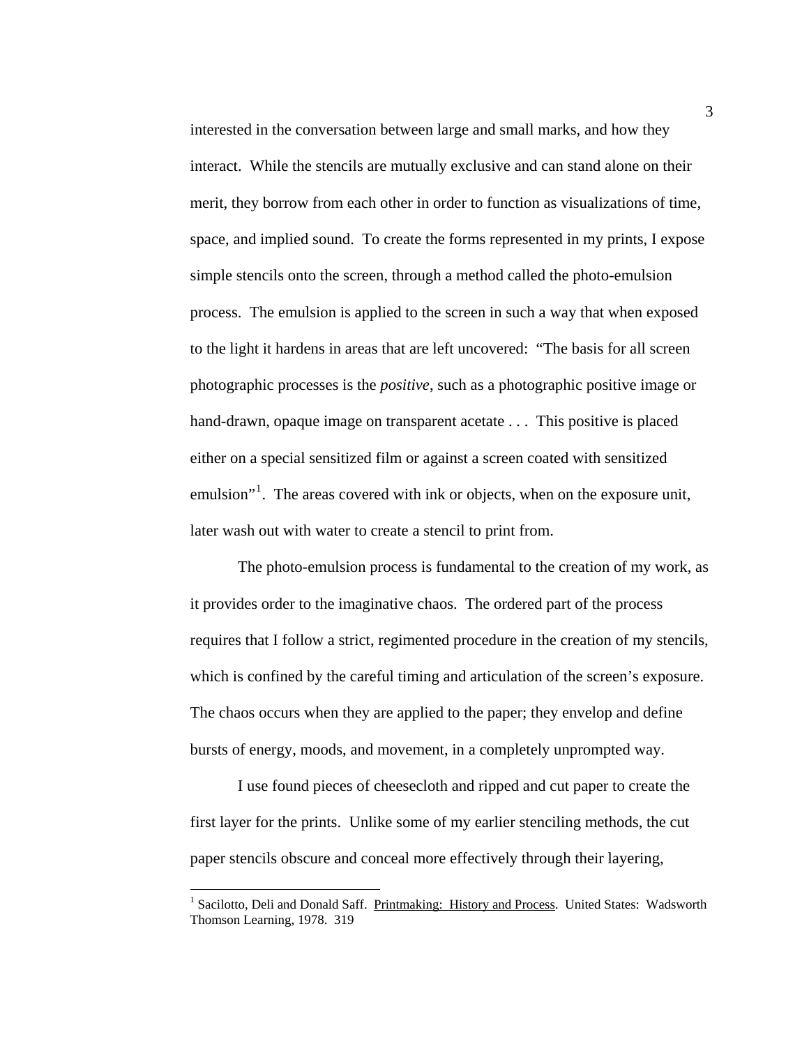interested in the conversation between large and small marks, and how they interact. While the stencils are mutually exclusive and can stand alone on their merit, they borrow from each other in order to function as visualizations of time, space, and implied sound. To create the forms represented in my prints, I expose simple stencils onto the screen, through a method called the photo-emulsion process. The emulsion is applied to the screen in such a way that when exposed to the light it hardens in areas that are left uncovered: "The basis for all screen photographic processes is the *positive*, such as a photographic positive image or hand-drawn, opaque image on transparent acetate . . . This positive is placed either on a special sensitized film or against a screen coated with sensitized emulsion"[1]. The areas covered with ink or objects, when on the exposure unit, later wash out with water to create a stencil to print from.

The photo-emulsion process is fundamental to the creation of my work, as it provides order to the imaginative chaos. The ordered part of the process requires that I follow a strict, regimented procedure in the creation of my stencils, which is confined by the careful timing and articulation of the screen's exposure. The chaos occurs when they are applied to the paper; they envelop and define bursts of energy, moods, and movement, in a completely unprompted way.

I use found pieces of cheesecloth and ripped and cut paper to create the first layer for the prints. Unlike some of my earlier stenciling methods, the cut paper stencils obscure and conceal more effectively through their layering,

---

[1] Sacilotto, Deli and Donald Saff. <u>Printmaking: History and Process</u>. United States: Wadsworth Thomson Learning, 1978. 319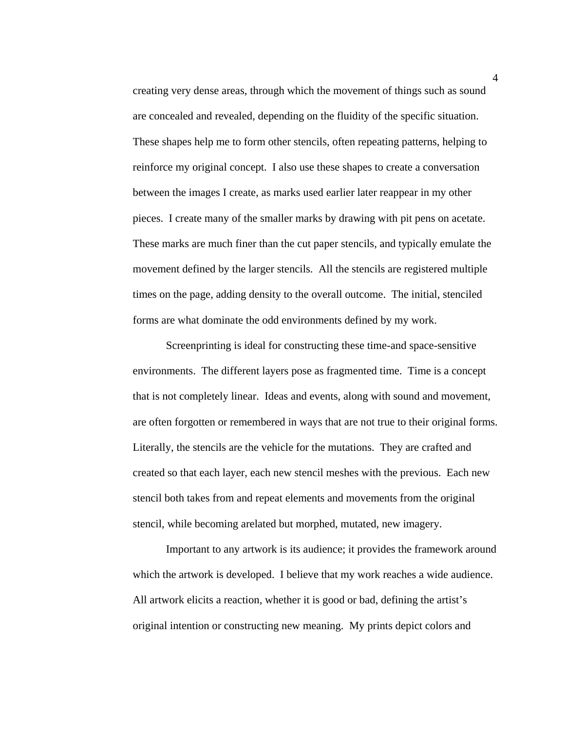creating very dense areas, through which the movement of things such as sound are concealed and revealed, depending on the fluidity of the specific situation. These shapes help me to form other stencils, often repeating patterns, helping to reinforce my original concept. I also use these shapes to create a conversation between the images I create, as marks used earlier later reappear in my other pieces. I create many of the smaller marks by drawing with pit pens on acetate. These marks are much finer than the cut paper stencils, and typically emulate the movement defined by the larger stencils. All the stencils are registered multiple times on the page, adding density to the overall outcome. The initial, stenciled forms are what dominate the odd environments defined by my work.

Screenprinting is ideal for constructing these time-and space-sensitive environments. The different layers pose as fragmented time. Time is a concept that is not completely linear. Ideas and events, along with sound and movement, are often forgotten or remembered in ways that are not true to their original forms. Literally, the stencils are the vehicle for the mutations. They are crafted and created so that each layer, each new stencil meshes with the previous. Each new stencil both takes from and repeat elements and movements from the original stencil, while becoming arelated but morphed, mutated, new imagery.

Important to any artwork is its audience; it provides the framework around which the artwork is developed. I believe that my work reaches a wide audience. All artwork elicits a reaction, whether it is good or bad, defining the artist's original intention or constructing new meaning. My prints depict colors and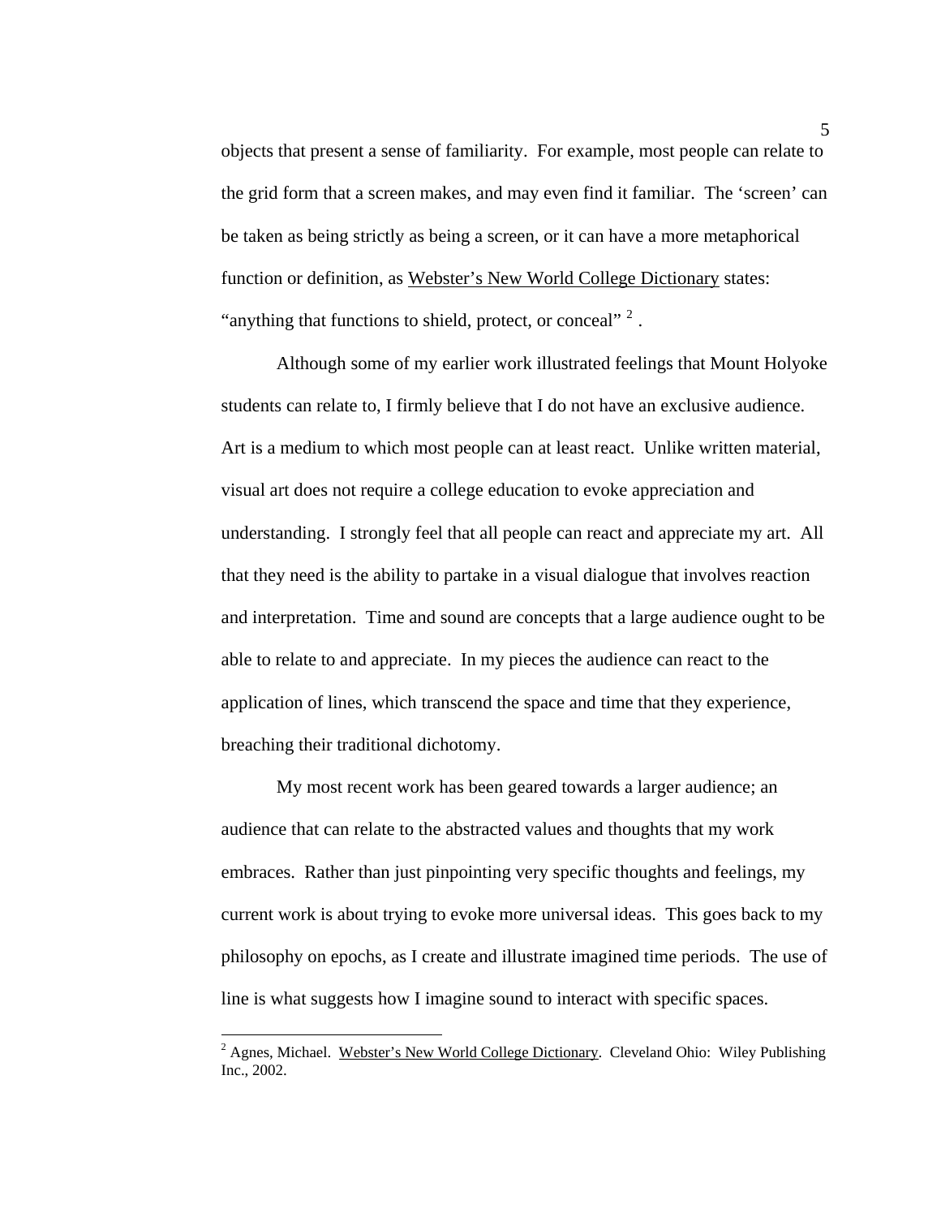objects that present a sense of familiarity. For example, most people can relate to the grid form that a screen makes, and may even find it familiar. The 'screen' can be taken as being strictly as being a screen, or it can have a more metaphorical function or definition, as <u>Webster's New World College Dictionary</u> states: "anything that functions to shield, protect, or conceal" [2] .

Although some of my earlier work illustrated feelings that Mount Holyoke students can relate to, I firmly believe that I do not have an exclusive audience. Art is a medium to which most people can at least react. Unlike written material, visual art does not require a college education to evoke appreciation and understanding. I strongly feel that all people can react and appreciate my art. All that they need is the ability to partake in a visual dialogue that involves reaction and interpretation. Time and sound are concepts that a large audience ought to be able to relate to and appreciate. In my pieces the audience can react to the application of lines, which transcend the space and time that they experience, breaching their traditional dichotomy.

My most recent work has been geared towards a larger audience; an audience that can relate to the abstracted values and thoughts that my work embraces. Rather than just pinpointing very specific thoughts and feelings, my current work is about trying to evoke more universal ideas. This goes back to my philosophy on epochs, as I create and illustrate imagined time periods. The use of line is what suggests how I imagine sound to interact with specific spaces.

---

[2] Agnes, Michael. <u>Webster's New World College Dictionary</u>. Cleveland Ohio: Wiley Publishing Inc., 2002.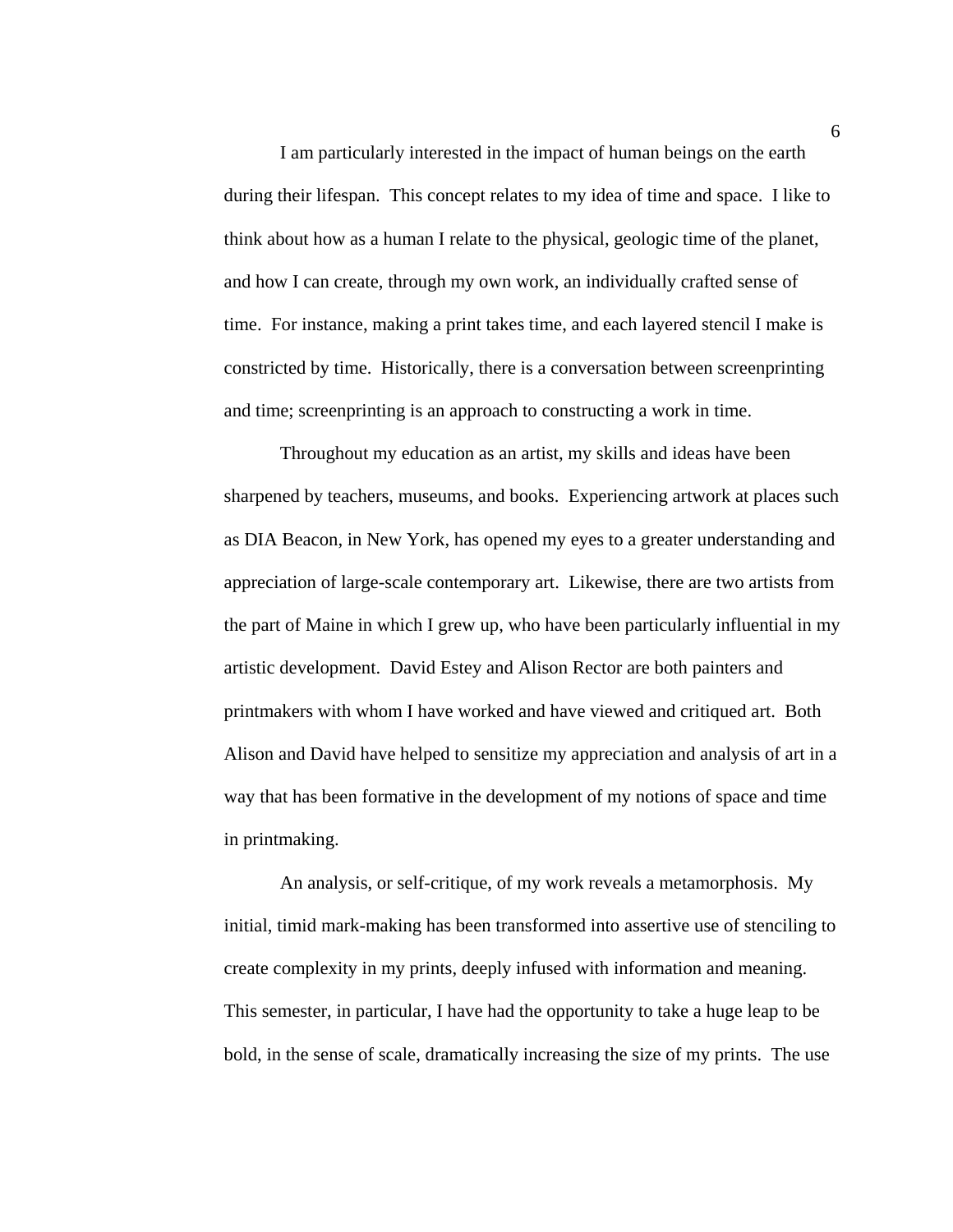I am particularly interested in the impact of human beings on the earth during their lifespan. This concept relates to my idea of time and space. I like to think about how as a human I relate to the physical, geologic time of the planet, and how I can create, through my own work, an individually crafted sense of time. For instance, making a print takes time, and each layered stencil I make is constricted by time. Historically, there is a conversation between screenprinting and time; screenprinting is an approach to constructing a work in time.

Throughout my education as an artist, my skills and ideas have been sharpened by teachers, museums, and books. Experiencing artwork at places such as DIA Beacon, in New York, has opened my eyes to a greater understanding and appreciation of large-scale contemporary art. Likewise, there are two artists from the part of Maine in which I grew up, who have been particularly influential in my artistic development. David Estey and Alison Rector are both painters and printmakers with whom I have worked and have viewed and critiqued art. Both Alison and David have helped to sensitize my appreciation and analysis of art in a way that has been formative in the development of my notions of space and time in printmaking.

An analysis, or self-critique, of my work reveals a metamorphosis. My initial, timid mark-making has been transformed into assertive use of stenciling to create complexity in my prints, deeply infused with information and meaning. This semester, in particular, I have had the opportunity to take a huge leap to be bold, in the sense of scale, dramatically increasing the size of my prints. The use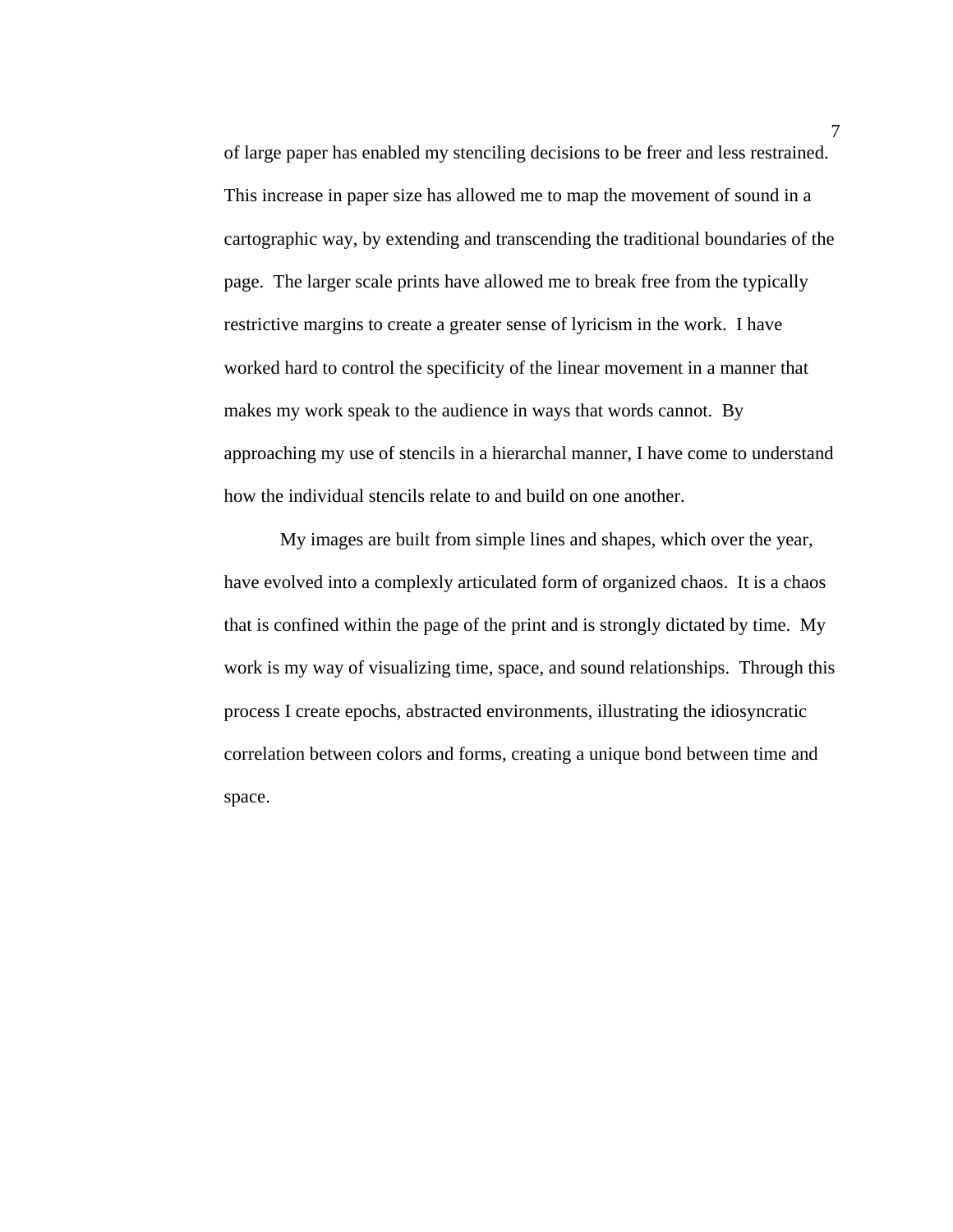of large paper has enabled my stenciling decisions to be freer and less restrained. This increase in paper size has allowed me to map the movement of sound in a cartographic way, by extending and transcending the traditional boundaries of the page. The larger scale prints have allowed me to break free from the typically restrictive margins to create a greater sense of lyricism in the work. I have worked hard to control the specificity of the linear movement in a manner that makes my work speak to the audience in ways that words cannot. By approaching my use of stencils in a hierarchal manner, I have come to understand how the individual stencils relate to and build on one another.

My images are built from simple lines and shapes, which over the year, have evolved into a complexly articulated form of organized chaos. It is a chaos that is confined within the page of the print and is strongly dictated by time. My work is my way of visualizing time, space, and sound relationships. Through this process I create epochs, abstracted environments, illustrating the idiosyncratic correlation between colors and forms, creating a unique bond between time and space.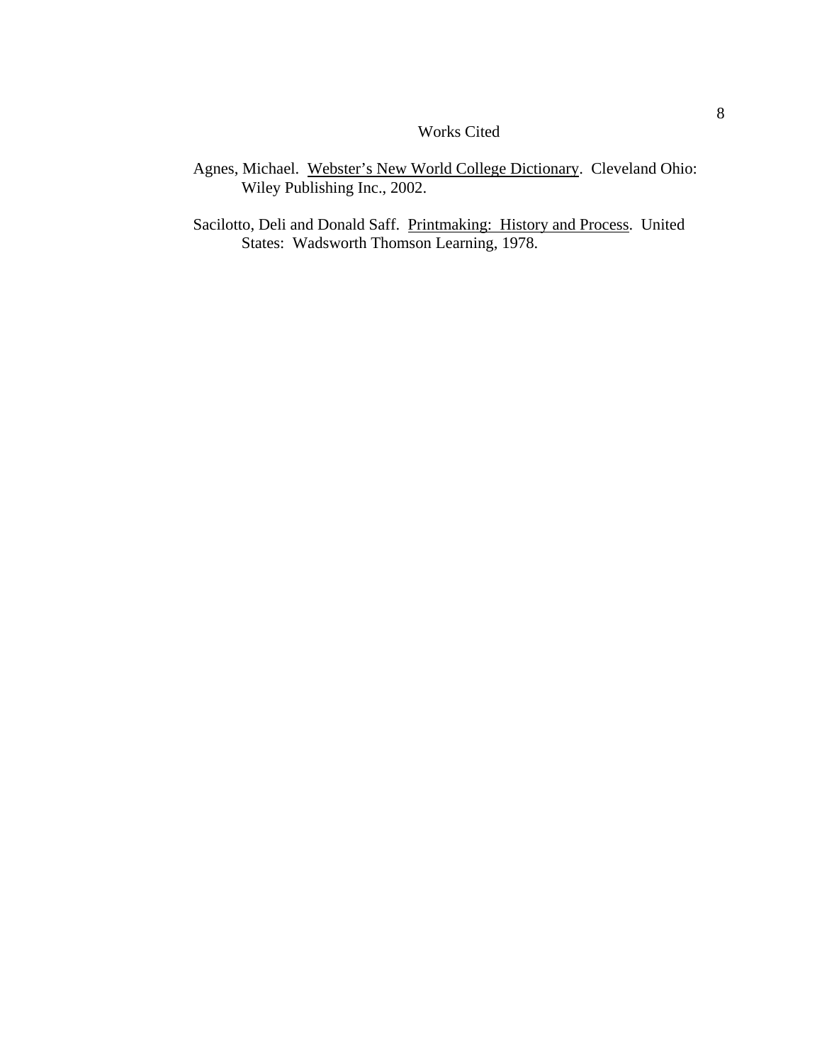# Works Cited

Agnes, Michael. Webster's New World College Dictionary. Cleveland Ohio: Wiley Publishing Inc., 2002.

Sacilotto, Deli and Donald Saff. Printmaking: History and Process. United States: Wadsworth Thomson Learning, 1978.